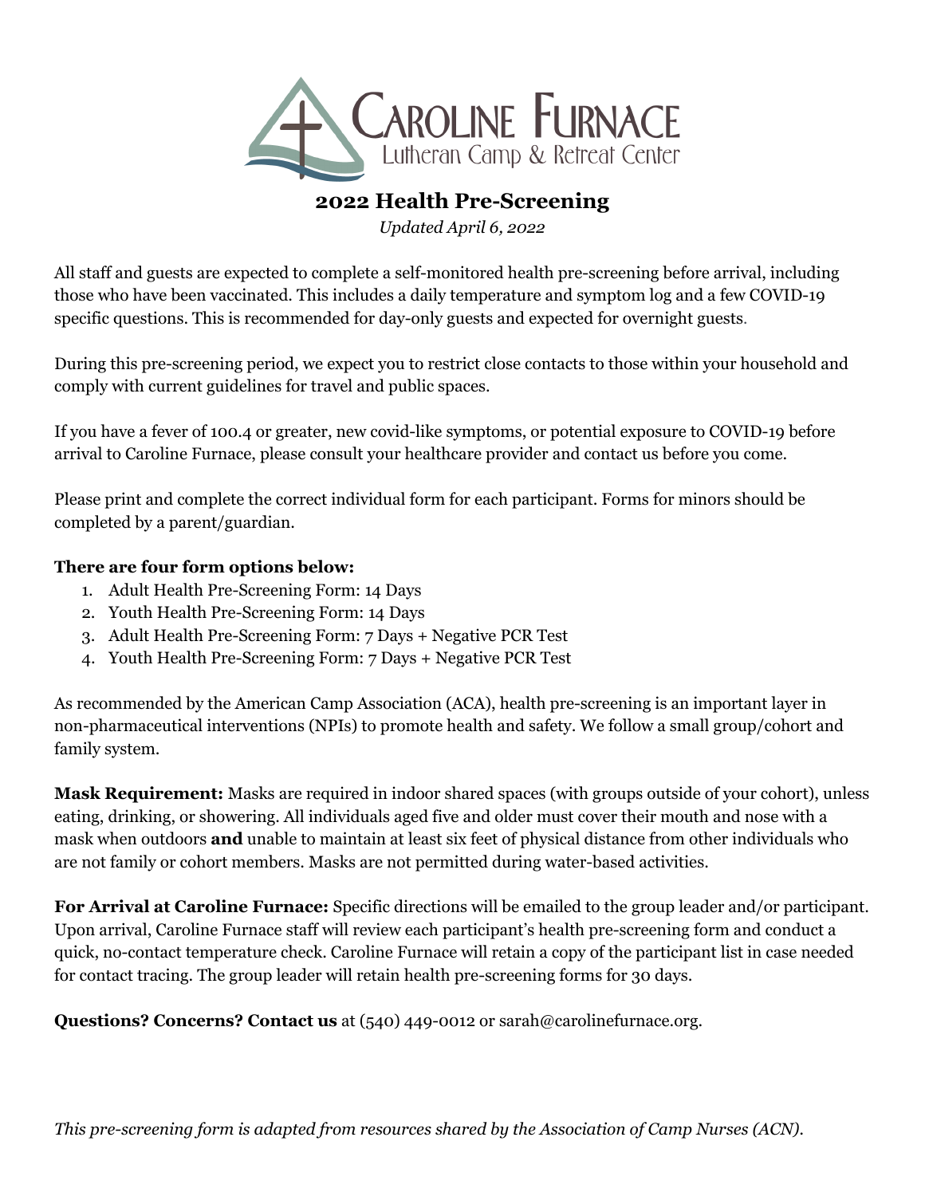# 2022 Health Pre-Screening

*Updated April 6, 2022*

All staff and guests are expected to complete a self-monitored health pre-screening before arrival, including those who have been vaccinated. This includes a daily temperature and symptom log and a few COVID-19 specific questions. This is recommended for day-only guests and expected for overnight guests.

During this pre-screening period, we expect you to restrict close contacts to those within your household and comply with current guidelines for travel and public spaces.

If you have a fever of 100.4 or greater, new covid-like symptoms, or potential exposure to COVID-19 before arrival to Caroline Furnace, please consult your healthcare provider and contact us before you come.

Please print and complete the correct individual form for each participant. Forms for minors should be completed by a parent/guardian.

**There are four form options below:**

1. Adult Health Pre-Screening Form: 14 Days
2. Youth Health Pre-Screening Form: 14 Days
3. Adult Health Pre-Screening Form: 7 Days + Negative PCR Test
4. Youth Health Pre-Screening Form: 7 Days + Negative PCR Test

As recommended by the American Camp Association (ACA), health pre-screening is an important layer in non-pharmaceutical interventions (NPIs) to promote health and safety. We follow a small group/cohort and family system.

**Mask Requirement:** Masks are required in indoor shared spaces (with groups outside of your cohort), unless eating, drinking, or showering. All individuals aged five and older must cover their mouth and nose with a mask when outdoors **and** unable to maintain at least six feet of physical distance from other individuals who are not family or cohort members. Masks are not permitted during water-based activities.

**For Arrival at Caroline Furnace:** Specific directions will be emailed to the group leader and/or participant. Upon arrival, Caroline Furnace staff will review each participant's health pre-screening form and conduct a quick, no-contact temperature check. Caroline Furnace will retain a copy of the participant list in case needed for contact tracing. The group leader will retain health pre-screening forms for 30 days.

**Questions? Concerns? Contact us** at (540) 449-0012 or sarah@carolinefurnace.org.

*This pre-screening form is adapted from resources shared by the Association of Camp Nurses (ACN).*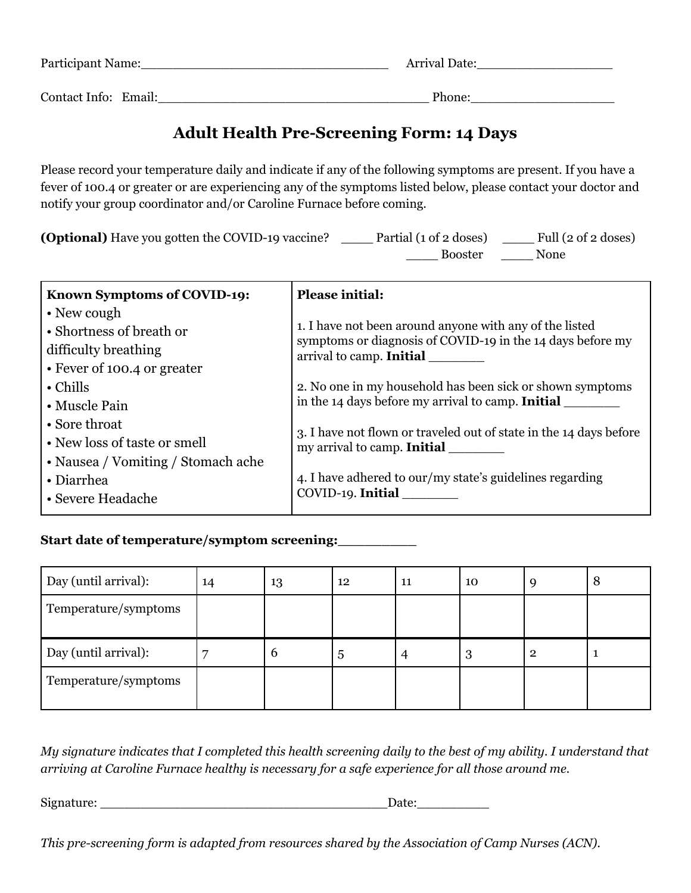Participant Name:________________________________ Arrival Date:_________________

Contact Info: Email:__________________________________ Phone:__________________

## Adult Health Pre-Screening Form: 14 Days

Please record your temperature daily and indicate if any of the following symptoms are present. If you have a fever of 100.4 or greater or are experiencing any of the symptoms listed below, please contact your doctor and notify your group coordinator and/or Caroline Furnace before coming.

**(Optional)** Have you gotten the COVID-19 vaccine? ____ Partial (1 of 2 doses) ____ Full (2 of 2 doses) ____ Booster ____ None

| **Known Symptoms of COVID-19:** | **Please initial:** |
|---|---|
| • New cough<br>• Shortness of breath or difficulty breathing<br>• Fever of 100.4 or greater<br>• Chills<br>• Muscle Pain<br>• Sore throat<br>• New loss of taste or smell<br>• Nausea / Vomiting / Stomach ache<br>• Diarrhea<br>• Severe Headache | 1. I have not been around anyone with any of the listed symptoms or diagnosis of COVID-19 in the 14 days before my arrival to camp. **Initial** _______<br><br>2. No one in my household has been sick or shown symptoms in the 14 days before my arrival to camp. **Initial** _______<br><br>3. I have not flown or traveled out of state in the 14 days before my arrival to camp. **Initial** _______<br><br>4. I have adhered to our/my state's guidelines regarding COVID-19. **Initial** _______ |

**Start date of temperature/symptom screening:**_________

| Day (until arrival): | 14 | 13 | 12 | 11 | 10 | 9 | 8 |
|---|---|---|---|---|---|---|---|
| Temperature/symptoms | | | | | | | |
| Day (until arrival): | 7 | 6 | 5 | 4 | 3 | 2 | 1 |
| Temperature/symptoms | | | | | | | |

*My signature indicates that I completed this health screening daily to the best of my ability. I understand that arriving at Caroline Furnace healthy is necessary for a safe experience for all those around me.*

Signature: ____________________________________Date:_________

*This pre-screening form is adapted from resources shared by the Association of Camp Nurses (ACN).*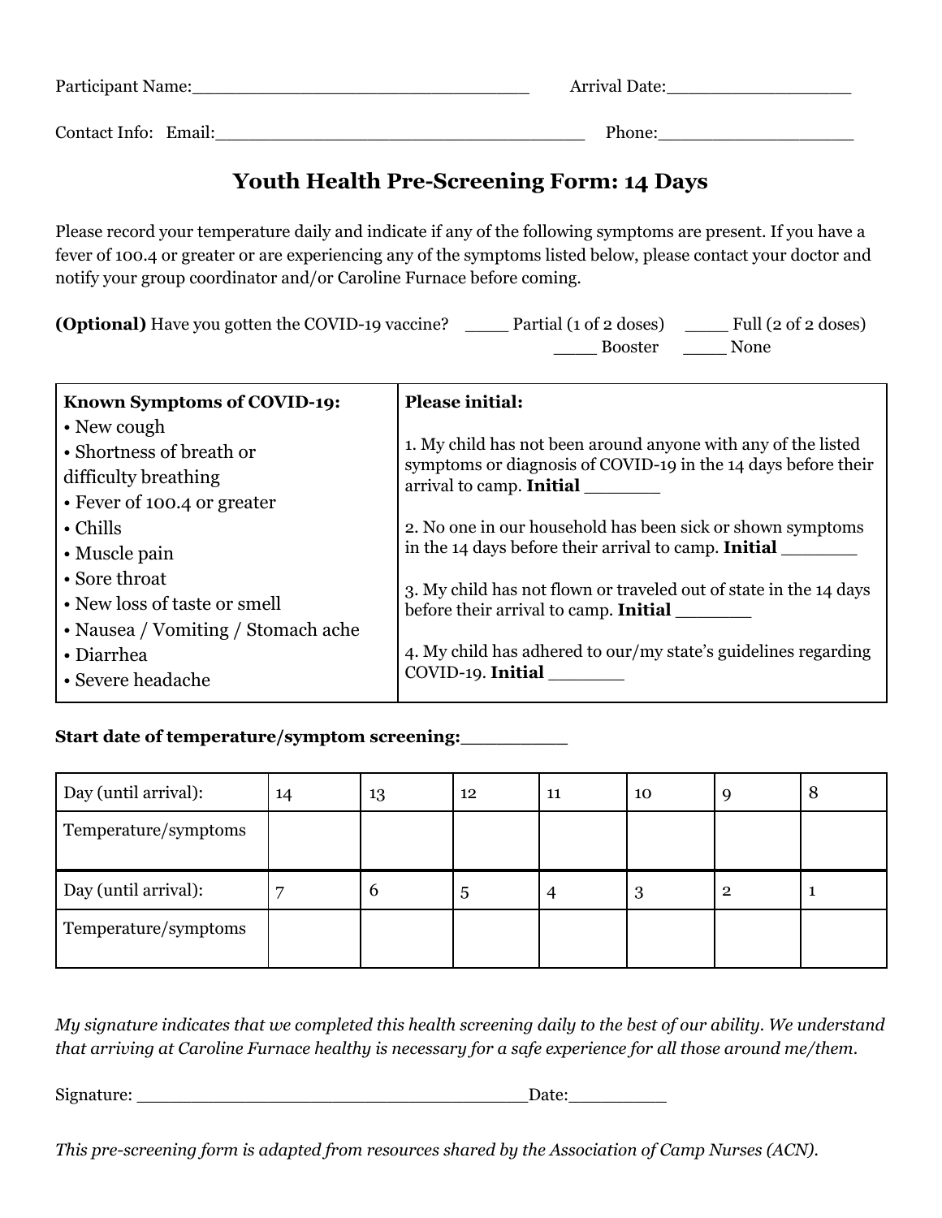Participant Name:________________________________ Arrival Date:_________________

Contact Info: Email:___________________________________ Phone:__________________

## Youth Health Pre-Screening Form: 14 Days

Please record your temperature daily and indicate if any of the following symptoms are present. If you have a fever of 100.4 or greater or are experiencing any of the symptoms listed below, please contact your doctor and notify your group coordinator and/or Caroline Furnace before coming.

**(Optional)** Have you gotten the COVID-19 vaccine? ____ Partial (1 of 2 doses) ____ Full (2 of 2 doses) ____ Booster ____ None

| **Known Symptoms of COVID-19:** | **Please initial:** |
|---|---|
| • New cough<br>• Shortness of breath or difficulty breathing<br>• Fever of 100.4 or greater<br>• Chills<br>• Muscle pain<br>• Sore throat<br>• New loss of taste or smell<br>• Nausea / Vomiting / Stomach ache<br>• Diarrhea<br>• Severe headache | 1. My child has not been around anyone with any of the listed symptoms or diagnosis of COVID-19 in the 14 days before their arrival to camp. **Initial** _______<br><br>2. No one in our household has been sick or shown symptoms in the 14 days before their arrival to camp. **Initial** _______<br><br>3. My child has not flown or traveled out of state in the 14 days before their arrival to camp. **Initial** _______<br><br>4. My child has adhered to our/my state's guidelines regarding COVID-19. **Initial** _______ |

**Start date of temperature/symptom screening:_________**

| Day (until arrival): | 14 | 13 | 12 | 11 | 10 | 9 | 8 |
|---|---|---|---|---|---|---|---|
| Temperature/symptoms | | | | | | | |
| **Day (until arrival):** | **7** | **6** | **5** | **4** | **3** | **2** | **1** |
| Temperature/symptoms | | | | | | | |

*My signature indicates that we completed this health screening daily to the best of our ability. We understand that arriving at Caroline Furnace healthy is necessary for a safe experience for all those around me/them.*

Signature: _____________________________________Date:_________

*This pre-screening form is adapted from resources shared by the Association of Camp Nurses (ACN).*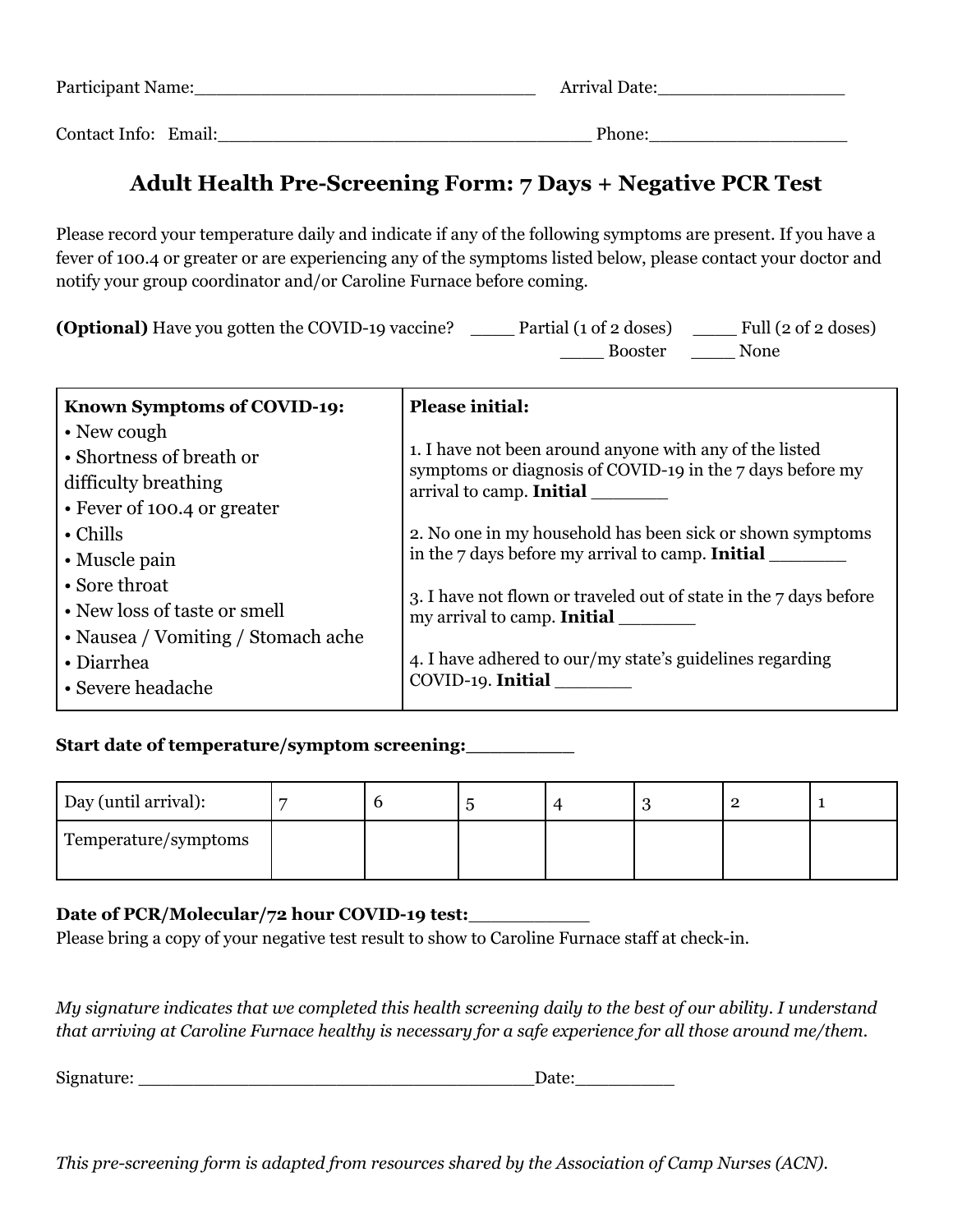Participant Name:\_\_\_\_\_\_\_\_\_\_\_\_\_\_\_\_\_\_\_\_\_\_\_\_\_\_\_\_\_\_\_\_ Arrival Date:\_\_\_\_\_\_\_\_\_\_\_\_\_\_\_\_\_\_

Contact Info: Email:\_\_\_\_\_\_\_\_\_\_\_\_\_\_\_\_\_\_\_\_\_\_\_\_\_\_\_\_\_\_\_\_\_\_\_\_ Phone:\_\_\_\_\_\_\_\_\_\_\_\_\_\_\_\_\_\_\_

## Adult Health Pre-Screening Form: 7 Days + Negative PCR Test

Please record your temperature daily and indicate if any of the following symptoms are present. If you have a fever of 100.4 or greater or are experiencing any of the symptoms listed below, please contact your doctor and notify your group coordinator and/or Caroline Furnace before coming.

**(Optional)** Have you gotten the COVID-19 vaccine? \_\_\_\_ Partial (1 of 2 doses) \_\_\_\_ Full (2 of 2 doses) \_\_\_\_ Booster \_\_\_\_ None

| **Known Symptoms of COVID-19:** | **Please initial:** |
|---|---|
| • New cough<br>• Shortness of breath or difficulty breathing<br>• Fever of 100.4 or greater<br>• Chills<br>• Muscle pain<br>• Sore throat<br>• New loss of taste or smell<br>• Nausea / Vomiting / Stomach ache<br>• Diarrhea<br>• Severe headache | 1. I have not been around anyone with any of the listed symptoms or diagnosis of COVID-19 in the 7 days before my arrival to camp. **Initial** \_\_\_\_\_\_\_<br><br>2. No one in my household has been sick or shown symptoms in the 7 days before my arrival to camp. **Initial** \_\_\_\_\_\_\_<br><br>3. I have not flown or traveled out of state in the 7 days before my arrival to camp. **Initial** \_\_\_\_\_\_\_<br><br>4. I have adhered to our/my state's guidelines regarding COVID-19. **Initial** \_\_\_\_\_\_\_ |

**Start date of temperature/symptom screening:**\_\_\_\_\_\_\_\_\_

| Day (until arrival): | 7 | 6 | 5 | 4 | 3 | 2 | 1 |
|---|---|---|---|---|---|---|---|
| Temperature/symptoms | | | | | | | |

**Date of PCR/Molecular/72 hour COVID-19 test:**\_\_\_\_\_\_\_\_\_\_\_
Please bring a copy of your negative test result to show to Caroline Furnace staff at check-in.

*My signature indicates that we completed this health screening daily to the best of our ability. I understand that arriving at Caroline Furnace healthy is necessary for a safe experience for all those around me/them.*

Signature: \_\_\_\_\_\_\_\_\_\_\_\_\_\_\_\_\_\_\_\_\_\_\_\_\_\_\_\_\_\_\_\_\_\_\_\_\_Date:\_\_\_\_\_\_\_\_\_

*This pre-screening form is adapted from resources shared by the Association of Camp Nurses (ACN).*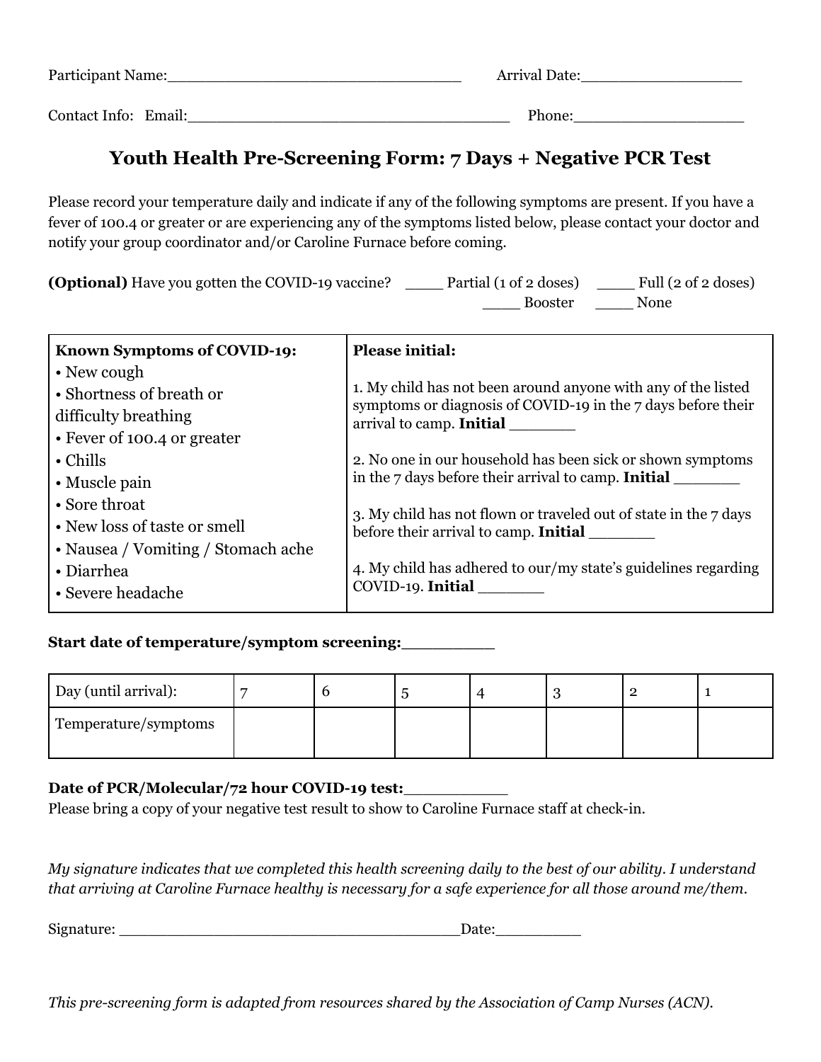Participant Name:_________________________________ Arrival Date:__________________

Contact Info: Email:___________________________________ Phone:___________________

## Youth Health Pre-Screening Form: 7 Days + Negative PCR Test

Please record your temperature daily and indicate if any of the following symptoms are present. If you have a fever of 100.4 or greater or are experiencing any of the symptoms listed below, please contact your doctor and notify your group coordinator and/or Caroline Furnace before coming.

**(Optional)** Have you gotten the COVID-19 vaccine? ____ Partial (1 of 2 doses) ____ Full (2 of 2 doses) ____ Booster ____ None

| **Known Symptoms of COVID-19:** | **Please initial:** |
|---|---|
| • New cough<br>• Shortness of breath or difficulty breathing<br>• Fever of 100.4 or greater<br>• Chills<br>• Muscle pain<br>• Sore throat<br>• New loss of taste or smell<br>• Nausea / Vomiting / Stomach ache<br>• Diarrhea<br>• Severe headache | 1. My child has not been around anyone with any of the listed symptoms or diagnosis of COVID-19 in the 7 days before their arrival to camp. **Initial** _______<br><br>2. No one in our household has been sick or shown symptoms in the 7 days before their arrival to camp. **Initial** _______<br><br>3. My child has not flown or traveled out of state in the 7 days before their arrival to camp. **Initial** _______<br><br>4. My child has adhered to our/my state's guidelines regarding COVID-19. **Initial** _______ |

**Start date of temperature/symptom screening:**_________

| Day (until arrival): | 7 | 6 | 5 | 4 | 3 | 2 | 1 |
|---|---|---|---|---|---|---|---|
| Temperature/symptoms | | | | | | | |

**Date of PCR/Molecular/72 hour COVID-19 test:**___________

Please bring a copy of your negative test result to show to Caroline Furnace staff at check-in.

*My signature indicates that we completed this health screening daily to the best of our ability. I understand that arriving at Caroline Furnace healthy is necessary for a safe experience for all those around me/them.*

Signature: ____________________________________Date:_________

*This pre-screening form is adapted from resources shared by the Association of Camp Nurses (ACN).*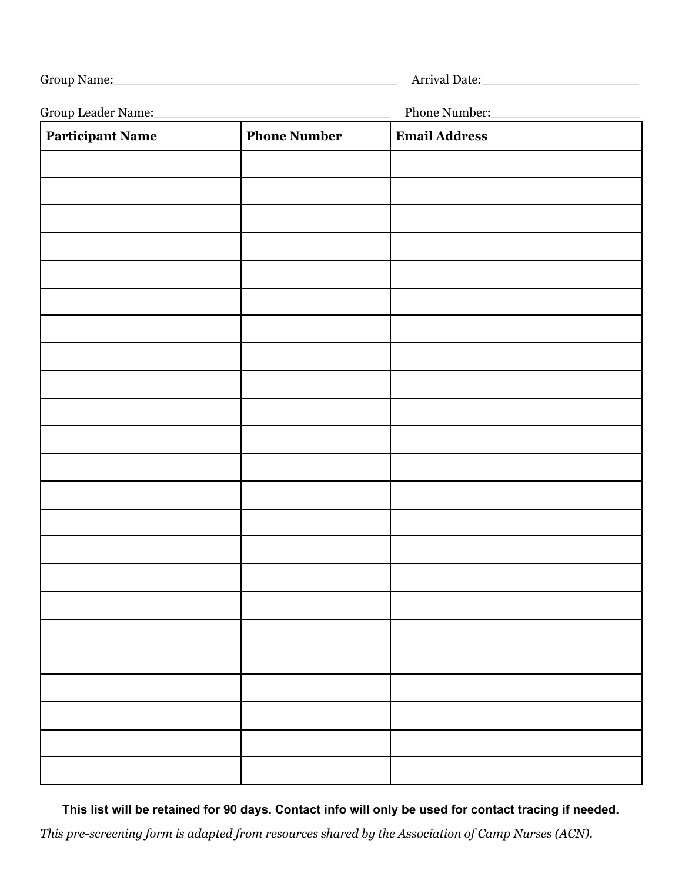Group Name:_______________________________________ Arrival Date:_____________________

Group Leader Name:_________________________________ Phone Number:_____________________

| Participant Name | Phone Number | Email Address |
| --- | --- | --- |
| | | |
| | | |
| | | |
| | | |
| | | |
| | | |
| | | |
| | | |
| | | |
| | | |
| | | |
| | | |
| | | |
| | | |
| | | |
| | | |
| | | |
| | | |
| | | |
| | | |
| | | |
| | | |
| | | |

**This list will be retained for 90 days. Contact info will only be used for contact tracing if needed.**

*This pre-screening form is adapted from resources shared by the Association of Camp Nurses (ACN).*